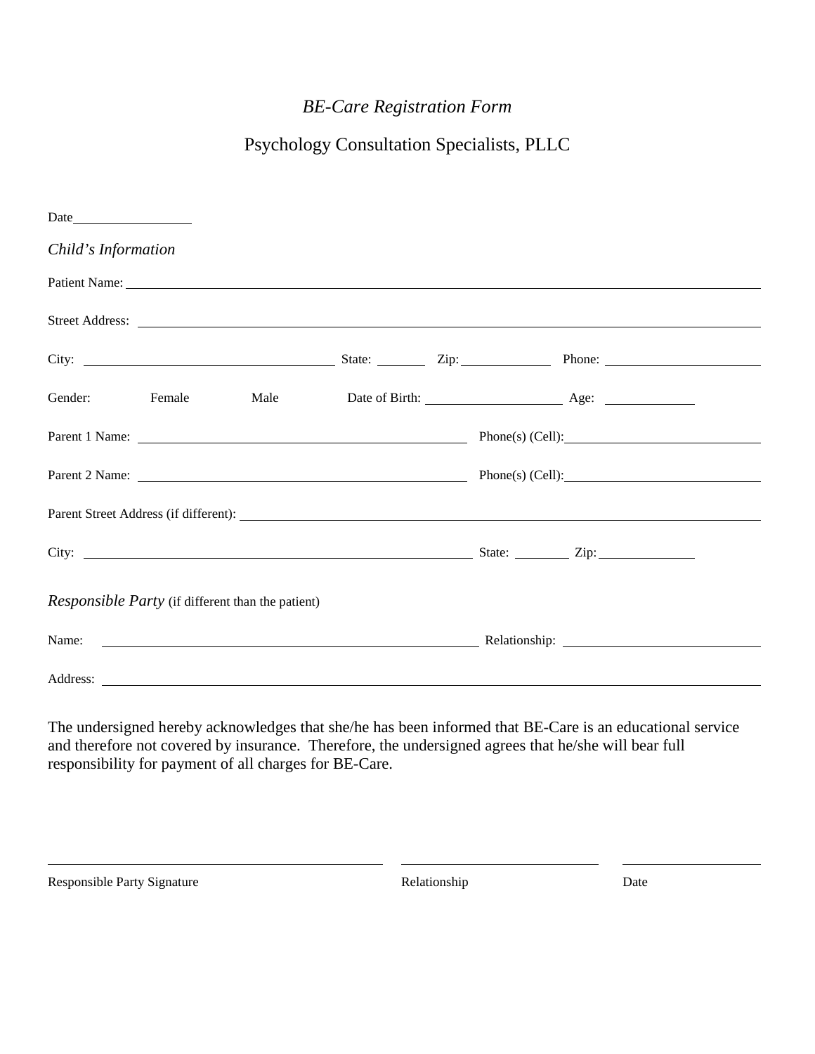# *BE-Care Registration Form*

## Psychology Consultation Specialists, PLLC

Date\_\_\_\_\_\_\_\_\_\_\_\_\_\_\_\_\_

### *Child's Information*

Patient Name: \_\_\_\_\_\_\_\_\_\_\_\_\_\_\_\_\_\_\_\_\_\_\_\_\_\_\_\_\_\_\_\_\_\_\_\_\_\_\_\_\_\_\_\_\_\_\_\_\_\_\_\_\_\_\_\_\_\_\_\_\_\_\_\_

Street Address: \_\_\_\_\_\_\_\_\_\_\_\_\_\_\_\_\_\_\_\_\_\_\_\_\_\_\_\_\_\_\_\_\_\_\_\_\_\_\_\_\_\_\_\_\_\_\_\_\_\_\_\_\_\_\_\_\_\_\_\_\_\_

City: \_\_\_\_\_\_\_\_\_\_\_\_\_\_\_\_\_\_\_\_\_\_\_\_ State: \_\_\_\_\_ Zip: \_\_\_\_\_\_\_\_\_ Phone: \_\_\_\_\_\_\_\_\_\_\_\_\_\_\_\_

Gender: Female Male Date of Birth: \_\_\_\_\_\_\_\_\_\_\_\_\_\_ Age: \_\_\_\_\_\_\_\_\_

Parent 1 Name: \_\_\_\_\_\_\_\_\_\_\_\_\_\_\_\_\_\_\_\_\_\_\_\_\_\_\_\_\_\_\_\_ Phone(s) (Cell): \_\_\_\_\_\_\_\_\_\_\_\_\_\_\_\_\_\_\_\_

Parent 2 Name: \_\_\_\_\_\_\_\_\_\_\_\_\_\_\_\_\_\_\_\_\_\_\_\_\_\_\_\_\_\_\_\_ Phone(s) (Cell): \_\_\_\_\_\_\_\_\_\_\_\_\_\_\_\_\_\_\_\_

Parent Street Address (if different): \_\_\_\_\_\_\_\_\_\_\_\_\_\_\_\_\_\_\_\_\_\_\_\_\_\_\_\_\_\_\_\_\_\_\_\_\_\_\_\_\_\_\_\_\_\_\_\_

City: \_\_\_\_\_\_\_\_\_\_\_\_\_\_\_\_\_\_\_\_\_\_\_\_\_\_\_\_\_\_\_\_\_\_\_\_\_\_ State: \_\_\_\_\_\_ Zip: \_\_\_\_\_\_\_\_\_\_

### *Responsible Party* (if different than the patient)

Name: \_\_\_\_\_\_\_\_\_\_\_\_\_\_\_\_\_\_\_\_\_\_\_\_\_\_\_\_\_\_\_\_\_\_\_\_\_\_ Relationship: \_\_\_\_\_\_\_\_\_\_\_\_\_\_\_\_\_\_\_\_\_

Address: \_\_\_\_\_\_\_\_\_\_\_\_\_\_\_\_\_\_\_\_\_\_\_\_\_\_\_\_\_\_\_\_\_\_\_\_\_\_\_\_\_\_\_\_\_\_\_\_\_\_\_\_\_\_\_\_\_\_\_\_\_\_\_\_\_\_\_\_\_

The undersigned hereby acknowledges that she/he has been informed that BE-Care is an educational service and therefore not covered by insurance. Therefore, the undersigned agrees that he/she will bear full responsibility for payment of all charges for BE-Care.

\_\_\_\_\_\_\_\_\_\_\_\_\_\_\_\_\_\_\_\_\_\_\_\_\_\_\_\_\_\_\_\_ \_\_\_\_\_\_\_\_\_\_\_\_\_\_\_\_\_\_\_\_ \_\_\_\_\_\_\_\_\_\_\_\_\_\_

Responsible Party Signature Relationship Date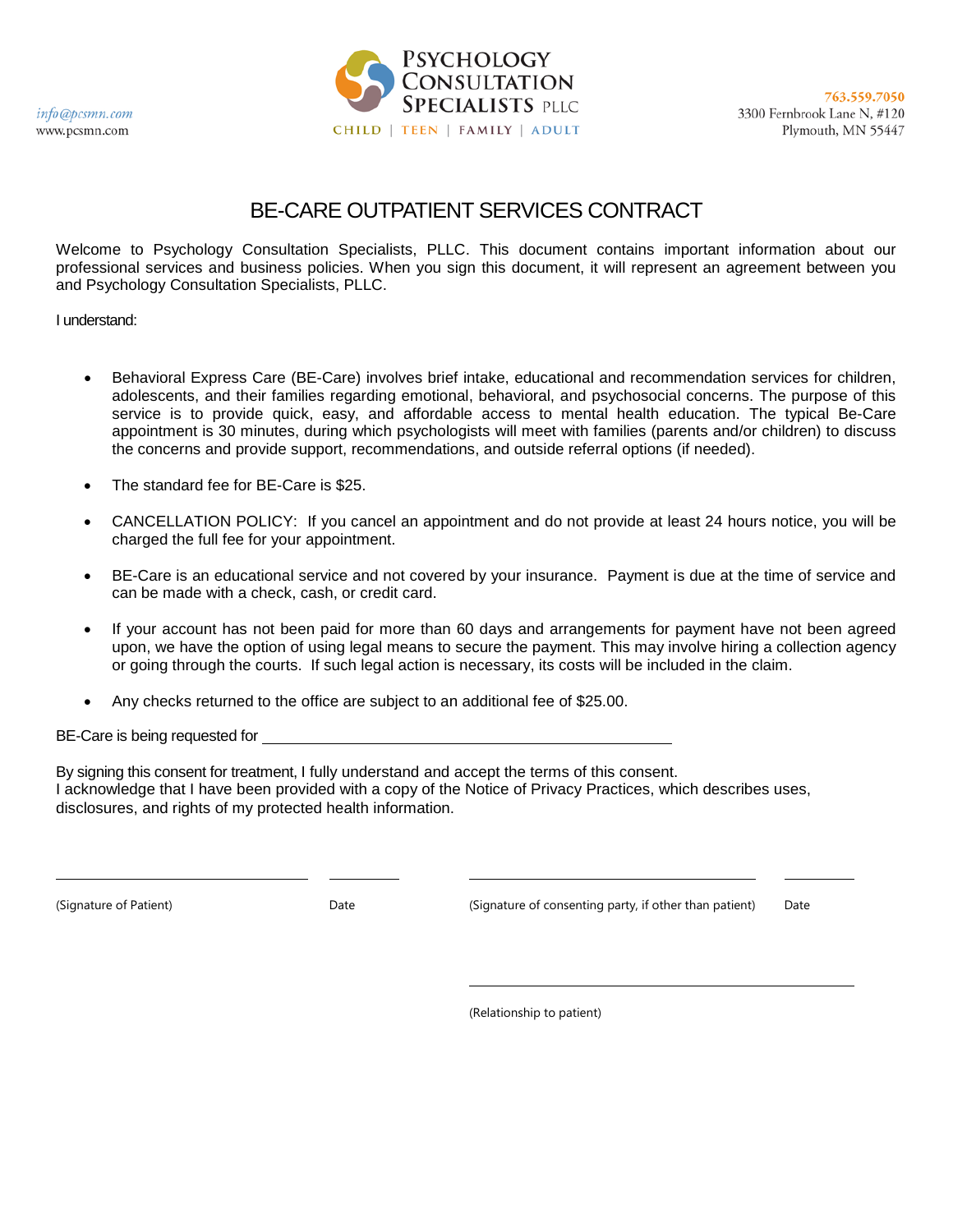info@pcsmn.com
www.pcsmn.com

**PSYCHOLOGY CONSULTATION SPECIALISTS PLLC**
CHILD | TEEN | FAMILY | ADULT

763.559.7050
3300 Fernbrook Lane N, #120
Plymouth, MN 55447

# BE-CARE OUTPATIENT SERVICES CONTRACT

Welcome to Psychology Consultation Specialists, PLLC. This document contains important information about our professional services and business policies. When you sign this document, it will represent an agreement between you and Psychology Consultation Specialists, PLLC.

I understand:

- Behavioral Express Care (BE-Care) involves brief intake, educational and recommendation services for children, adolescents, and their families regarding emotional, behavioral, and psychosocial concerns. The purpose of this service is to provide quick, easy, and affordable access to mental health education. The typical Be-Care appointment is 30 minutes, during which psychologists will meet with families (parents and/or children) to discuss the concerns and provide support, recommendations, and outside referral options (if needed).
- The standard fee for BE-Care is $25.
- CANCELLATION POLICY: If you cancel an appointment and do not provide at least 24 hours notice, you will be charged the full fee for your appointment.
- BE-Care is an educational service and not covered by your insurance. Payment is due at the time of service and can be made with a check, cash, or credit card.
- If your account has not been paid for more than 60 days and arrangements for payment have not been agreed upon, we have the option of using legal means to secure the payment. This may involve hiring a collection agency or going through the courts. If such legal action is necessary, its costs will be included in the claim.
- Any checks returned to the office are subject to an additional fee of $25.00.

BE-Care is being requested for ________________________________________

By signing this consent for treatment, I fully understand and accept the terms of this consent.
I acknowledge that I have been provided with a copy of the Notice of Privacy Practices, which describes uses, disclosures, and rights of my protected health information.

_________________________ (Signature of Patient) _________ Date

_________________________ (Signature of consenting party, if other than patient) _________ Date

_________________________ (Relationship to patient)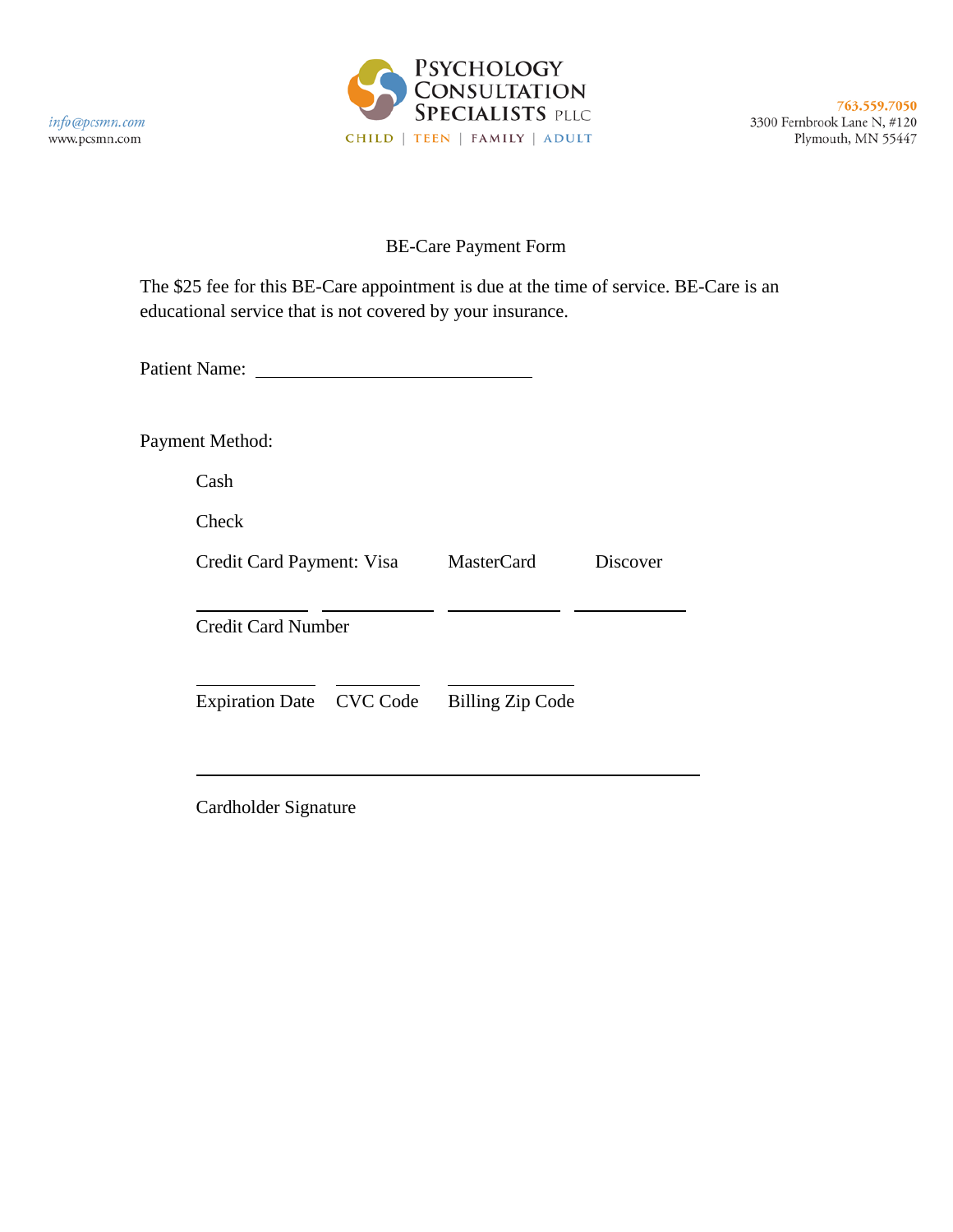info@pcsmn.com
www.pcsmn.com

PSYCHOLOGY CONSULTATION SPECIALISTS PLLC
CHILD | TEEN | FAMILY | ADULT

763.559.7050
3300 Fernbrook Lane N, #120
Plymouth, MN 55447

# BE-Care Payment Form

The $25 fee for this BE-Care appointment is due at the time of service. BE-Care is an educational service that is not covered by your insurance.

Patient Name: ______________________________

Payment Method:

Cash

Check

Credit Card Payment: Visa MasterCard Discover

____________ ____________ ____________ ____________
Credit Card Number

____________ __________ ______________
Expiration Date CVC Code Billing Zip Code

______________________________________________________
Cardholder Signature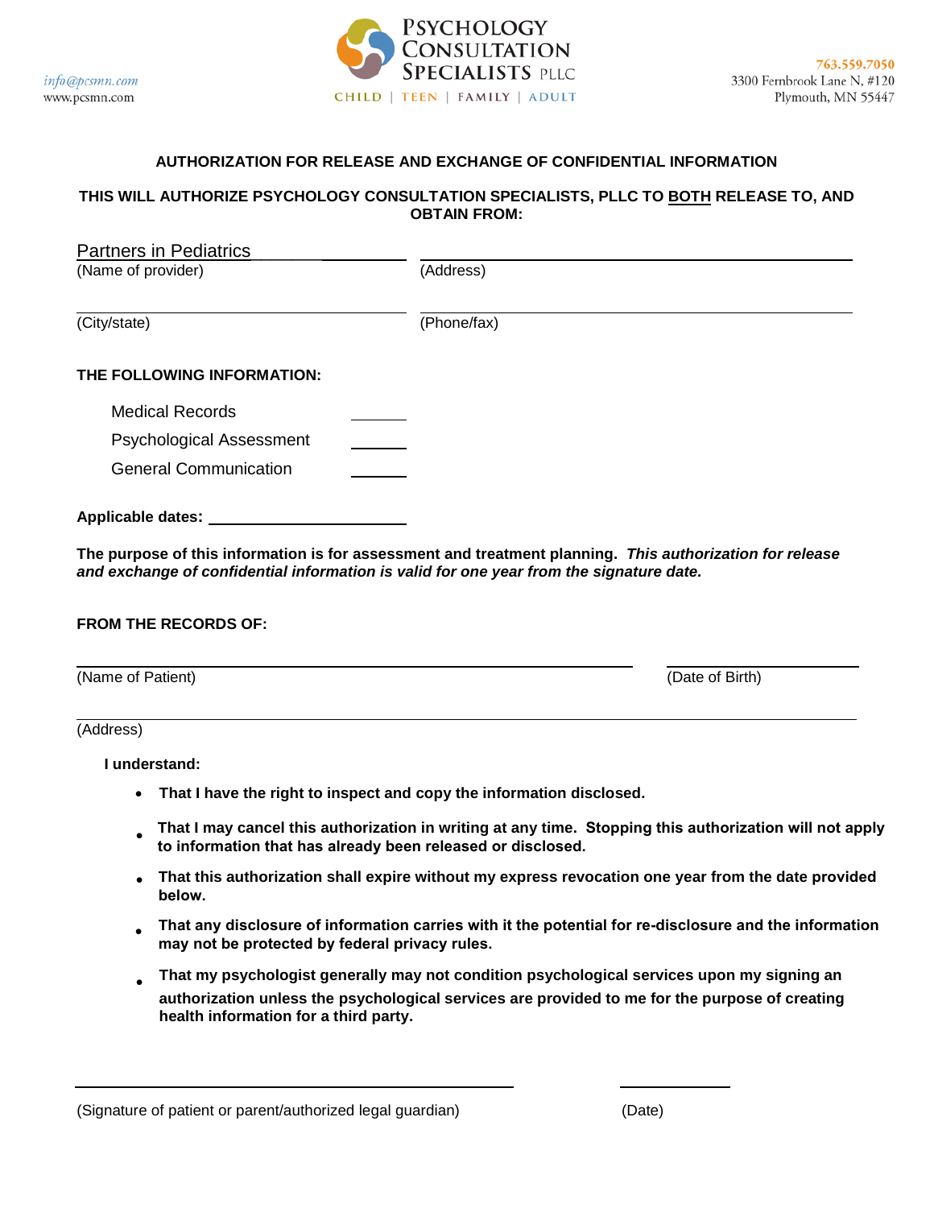Psychology Consultation Specialists PLLC
CHILD | TEEN | FAMILY | ADULT

info@pcsmn.com
www.pcsmn.com

763.559.7050
3300 Fernbrook Lane N, #120
Plymouth, MN 55447

**AUTHORIZATION FOR RELEASE AND EXCHANGE OF CONFIDENTIAL INFORMATION**

**THIS WILL AUTHORIZE PSYCHOLOGY CONSULTATION SPECIALISTS, PLLC TO BOTH RELEASE TO, AND OBTAIN FROM:**

Partners in Pediatrics
(Name of provider) ______________________ (Address) ______________________

(City/state) ______________________ (Phone/fax) ______________________

**THE FOLLOWING INFORMATION:**

Medical Records ______

Psychological Assessment ______

General Communication ______

**Applicable dates:** ______________________

**The purpose of this information is for assessment and treatment planning.** ***This authorization for release and exchange of confidential information is valid for one year from the signature date.***

**FROM THE RECORDS OF:**

______________________ (Name of Patient) ______________ (Date of Birth)

______________________ (Address)

**I understand:**

- **That I have the right to inspect and copy the information disclosed.**
- **That I may cancel this authorization in writing at any time. Stopping this authorization will not apply to information that has already been released or disclosed.**
- **That this authorization shall expire without my express revocation one year from the date provided below.**
- **That any disclosure of information carries with it the potential for re-disclosure and the information may not be protected by federal privacy rules.**
- **That my psychologist generally may not condition psychological services upon my signing an authorization unless the psychological services are provided to me for the purpose of creating health information for a third party.**

______________________ (Signature of patient or parent/authorized legal guardian) ______________ (Date)